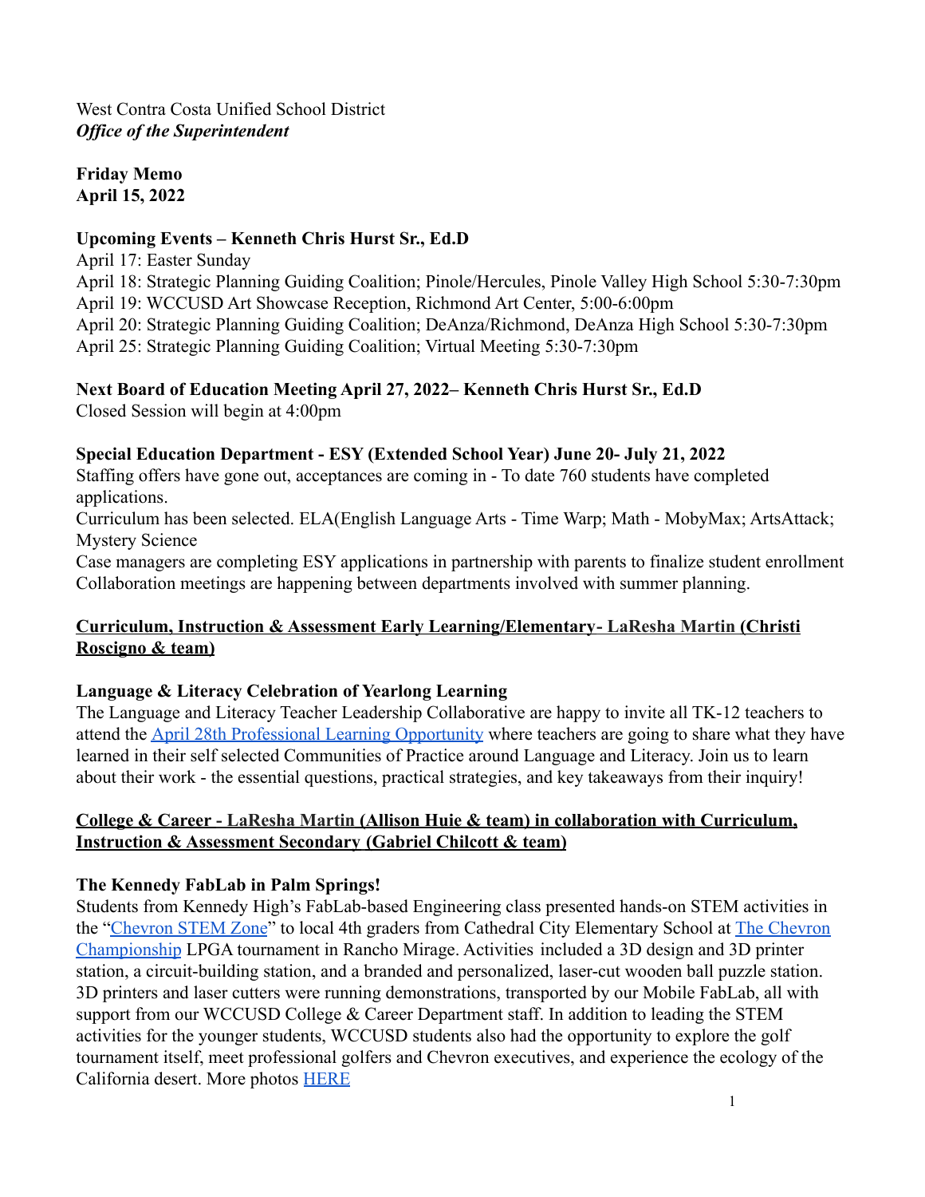West Contra Costa Unified School District
***Office of the Superintendent***

**Friday Memo**
**April 15, 2022**

**Upcoming Events – Kenneth Chris Hurst Sr., Ed.D**
April 17: Easter Sunday
April 18: Strategic Planning Guiding Coalition; Pinole/Hercules, Pinole Valley High School 5:30-7:30pm
April 19: WCCUSD Art Showcase Reception, Richmond Art Center, 5:00-6:00pm
April 20: Strategic Planning Guiding Coalition; DeAnza/Richmond, DeAnza High School 5:30-7:30pm
April 25: Strategic Planning Guiding Coalition; Virtual Meeting 5:30-7:30pm

**Next Board of Education Meeting April 27, 2022– Kenneth Chris Hurst Sr., Ed.D**
Closed Session will begin at 4:00pm

**Special Education Department - ESY (Extended School Year) June 20- July 21, 2022**
Staffing offers have gone out, acceptances are coming in - To date 760 students have completed applications.
Curriculum has been selected. ELA(English Language Arts - Time Warp; Math - MobyMax; ArtsAttack; Mystery Science
Case managers are completing ESY applications in partnership with parents to finalize student enrollment
Collaboration meetings are happening between departments involved with summer planning.

**Curriculum, Instruction & Assessment Early Learning/Elementary- LaResha Martin (Christi Roscigno & team)**

**Language & Literacy Celebration of Yearlong Learning**
The Language and Literacy Teacher Leadership Collaborative are happy to invite all TK-12 teachers to attend the April 28th Professional Learning Opportunity where teachers are going to share what they have learned in their self selected Communities of Practice around Language and Literacy. Join us to learn about their work - the essential questions, practical strategies, and key takeaways from their inquiry!

**College & Career - LaResha Martin (Allison Huie & team) in collaboration with Curriculum, Instruction & Assessment Secondary (Gabriel Chilcott & team)**

**The Kennedy FabLab in Palm Springs!**
Students from Kennedy High's FabLab-based Engineering class presented hands-on STEM activities in the "Chevron STEM Zone" to local 4th graders from Cathedral City Elementary School at The Chevron Championship LPGA tournament in Rancho Mirage. Activities included a 3D design and 3D printer station, a circuit-building station, and a branded and personalized, laser-cut wooden ball puzzle station. 3D printers and laser cutters were running demonstrations, transported by our Mobile FabLab, all with support from our WCCUSD College & Career Department staff. In addition to leading the STEM activities for the younger students, WCCUSD students also had the opportunity to explore the golf tournament itself, meet professional golfers and Chevron executives, and experience the ecology of the California desert. More photos HERE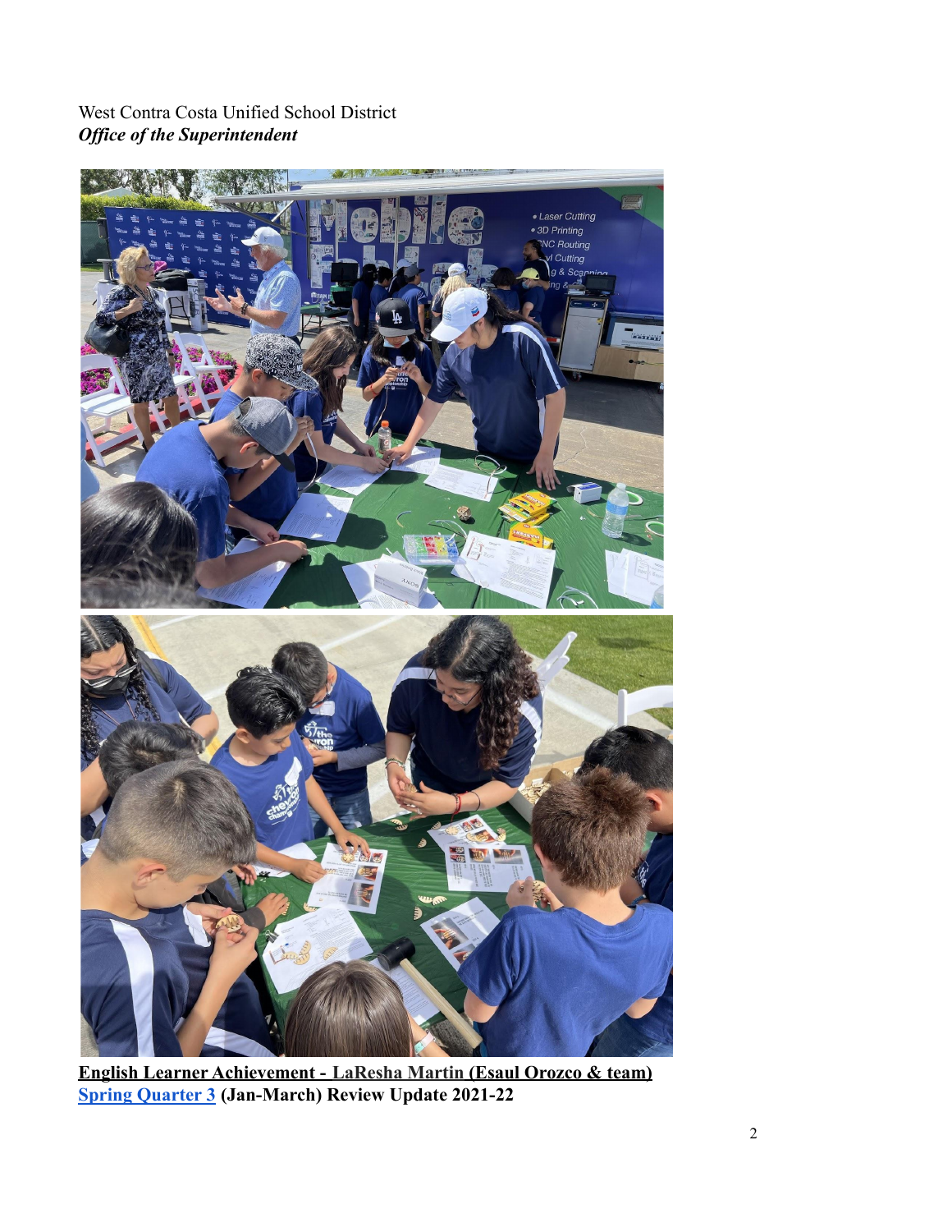West Contra Costa Unified School District
***Office of the Superintendent***

**English Learner Achievement - LaResha Martin (Esaul Orozco & team)**
**Spring Quarter 3 (Jan-March) Review Update 2021-22**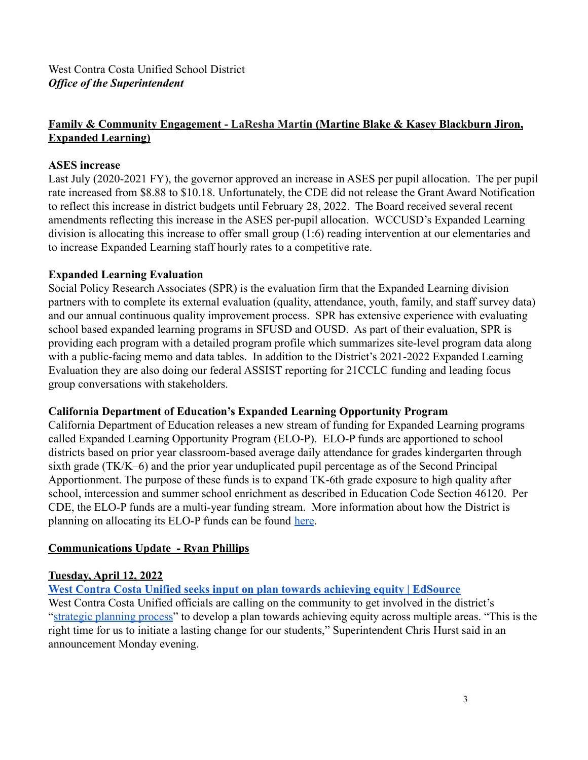West Contra Costa Unified School District
***Office of the Superintendent***

## Family & Community Engagement - LaResha Martin (Martine Blake & Kasey Blackburn Jiron, Expanded Learning)

### ASES increase

Last July (2020-2021 FY), the governor approved an increase in ASES per pupil allocation. The per pupil rate increased from $8.88 to $10.18. Unfortunately, the CDE did not release the Grant Award Notification to reflect this increase in district budgets until February 28, 2022. The Board received several recent amendments reflecting this increase in the ASES per-pupil allocation. WCCUSD's Expanded Learning division is allocating this increase to offer small group (1:6) reading intervention at our elementaries and to increase Expanded Learning staff hourly rates to a competitive rate.

### Expanded Learning Evaluation

Social Policy Research Associates (SPR) is the evaluation firm that the Expanded Learning division partners with to complete its external evaluation (quality, attendance, youth, family, and staff survey data) and our annual continuous quality improvement process. SPR has extensive experience with evaluating school based expanded learning programs in SFUSD and OUSD. As part of their evaluation, SPR is providing each program with a detailed program profile which summarizes site-level program data along with a public-facing memo and data tables. In addition to the District's 2021-2022 Expanded Learning Evaluation they are also doing our federal ASSIST reporting for 21CCLC funding and leading focus group conversations with stakeholders.

### California Department of Education's Expanded Learning Opportunity Program

California Department of Education releases a new stream of funding for Expanded Learning programs called Expanded Learning Opportunity Program (ELO-P). ELO-P funds are apportioned to school districts based on prior year classroom-based average daily attendance for grades kindergarten through sixth grade (TK/K–6) and the prior year unduplicated pupil percentage as of the Second Principal Apportionment. The purpose of these funds is to expand TK-6th grade exposure to high quality after school, intercession and summer school enrichment as described in Education Code Section 46120. Per CDE, the ELO-P funds are a multi-year funding stream. More information about how the District is planning on allocating its ELO-P funds can be found [here](#).

## Communications Update - Ryan Phillips

### Tuesday, April 12, 2022

**[West Contra Costa Unified seeks input on plan towards achieving equity | EdSource](#)**

West Contra Costa Unified officials are calling on the community to get involved in the district's "[strategic planning process](#)" to develop a plan towards achieving equity across multiple areas. "This is the right time for us to initiate a lasting change for our students," Superintendent Chris Hurst said in an announcement Monday evening.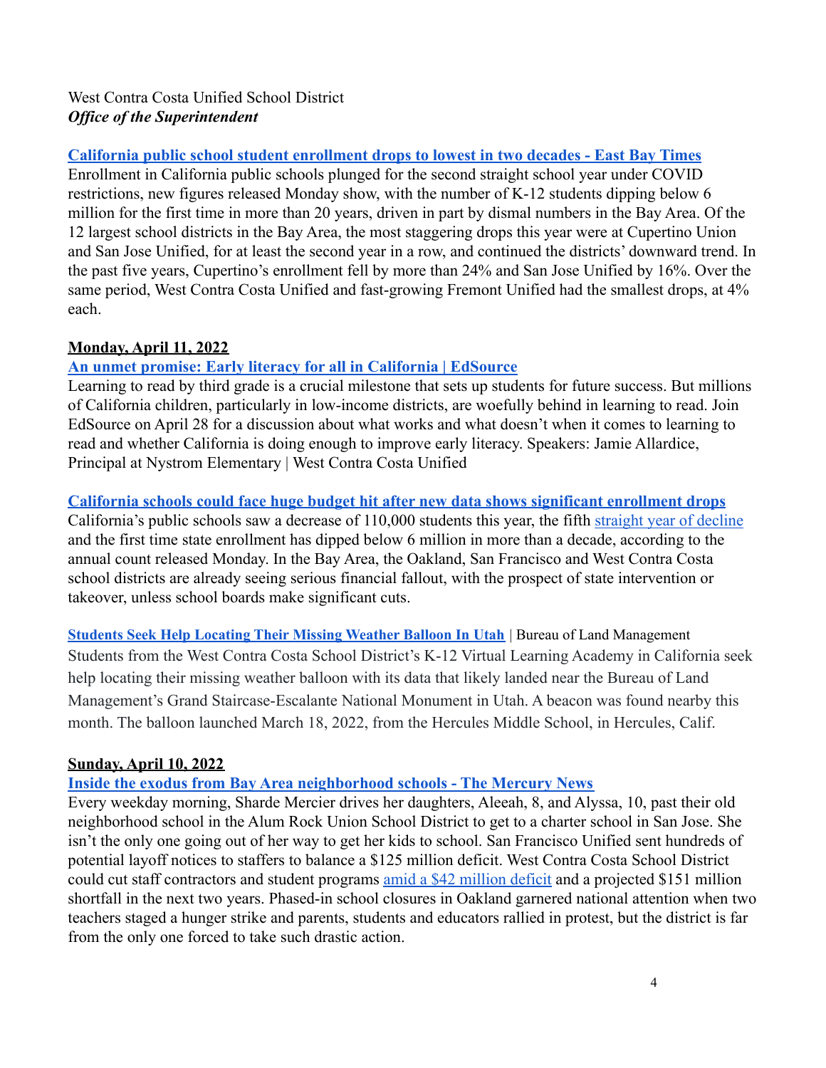West Contra Costa Unified School District
***Office of the Superintendent***

**California public school student enrollment drops to lowest in two decades - East Bay Times**
Enrollment in California public schools plunged for the second straight school year under COVID restrictions, new figures released Monday show, with the number of K-12 students dipping below 6 million for the first time in more than 20 years, driven in part by dismal numbers in the Bay Area. Of the 12 largest school districts in the Bay Area, the most staggering drops this year were at Cupertino Union and San Jose Unified, for at least the second year in a row, and continued the districts' downward trend. In the past five years, Cupertino's enrollment fell by more than 24% and San Jose Unified by 16%. Over the same period, West Contra Costa Unified and fast-growing Fremont Unified had the smallest drops, at 4% each.

**Monday, April 11, 2022**

**An unmet promise: Early literacy for all in California | EdSource**
Learning to read by third grade is a crucial milestone that sets up students for future success. But millions of California children, particularly in low-income districts, are woefully behind in learning to read. Join EdSource on April 28 for a discussion about what works and what doesn't when it comes to learning to read and whether California is doing enough to improve early literacy. Speakers: Jamie Allardice, Principal at Nystrom Elementary | West Contra Costa Unified

**California schools could face huge budget hit after new data shows significant enrollment drops**
California's public schools saw a decrease of 110,000 students this year, the fifth straight year of decline and the first time state enrollment has dipped below 6 million in more than a decade, according to the annual count released Monday. In the Bay Area, the Oakland, San Francisco and West Contra Costa school districts are already seeing serious financial fallout, with the prospect of state intervention or takeover, unless school boards make significant cuts.

**Students Seek Help Locating Their Missing Weather Balloon In Utah** | Bureau of Land Management
Students from the West Contra Costa School District's K-12 Virtual Learning Academy in California seek help locating their missing weather balloon with its data that likely landed near the Bureau of Land Management's Grand Staircase-Escalante National Monument in Utah. A beacon was found nearby this month. The balloon launched March 18, 2022, from the Hercules Middle School, in Hercules, Calif.

**Sunday, April 10, 2022**

**Inside the exodus from Bay Area neighborhood schools - The Mercury News**
Every weekday morning, Sharde Mercier drives her daughters, Aleeah, 8, and Alyssa, 10, past their old neighborhood school in the Alum Rock Union School District to get to a charter school in San Jose. She isn't the only one going out of her way to get her kids to school. San Francisco Unified sent hundreds of potential layoff notices to staffers to balance a $125 million deficit. West Contra Costa School District could cut staff contractors and student programs amid a $42 million deficit and a projected $151 million shortfall in the next two years. Phased-in school closures in Oakland garnered national attention when two teachers staged a hunger strike and parents, students and educators rallied in protest, but the district is far from the only one forced to take such drastic action.